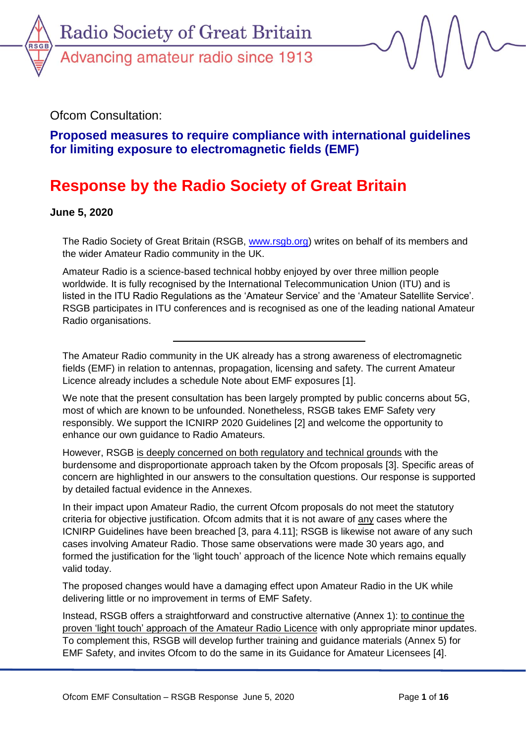Radio Society of Great Britain

Advancing amateur radio since 1913

Ofcom Consultation:

## Proposed measures to require compliance with international guidelines for limiting exposure to electromagnetic fields (EMF)

# Response by the Radio Society of Great Britain

**June 5, 2020**

The Radio Society of Great Britain (RSGB, www.rsgb.org) writes on behalf of its members and the wider Amateur Radio community in the UK.

Amateur Radio is a science-based technical hobby enjoyed by over three million people worldwide. It is fully recognised by the International Telecommunication Union (ITU) and is listed in the ITU Radio Regulations as the 'Amateur Service' and the 'Amateur Satellite Service'. RSGB participates in ITU conferences and is recognised as one of the leading national Amateur Radio organisations.

---

The Amateur Radio community in the UK already has a strong awareness of electromagnetic fields (EMF) in relation to antennas, propagation, licensing and safety. The current Amateur Licence already includes a schedule Note about EMF exposures [1].

We note that the present consultation has been largely prompted by public concerns about 5G, most of which are known to be unfounded. Nonetheless, RSGB takes EMF Safety very responsibly. We support the ICNIRP 2020 Guidelines [2] and welcome the opportunity to enhance our own guidance to Radio Amateurs.

However, RSGB is deeply concerned on both regulatory and technical grounds with the burdensome and disproportionate approach taken by the Ofcom proposals [3]. Specific areas of concern are highlighted in our answers to the consultation questions. Our response is supported by detailed factual evidence in the Annexes.

In their impact upon Amateur Radio, the current Ofcom proposals do not meet the statutory criteria for objective justification. Ofcom admits that it is not aware of any cases where the ICNIRP Guidelines have been breached [3, para 4.11]; RSGB is likewise not aware of any such cases involving Amateur Radio. Those same observations were made 30 years ago, and formed the justification for the 'light touch' approach of the licence Note which remains equally valid today.

The proposed changes would have a damaging effect upon Amateur Radio in the UK while delivering little or no improvement in terms of EMF Safety.

Instead, RSGB offers a straightforward and constructive alternative (Annex 1): to continue the proven 'light touch' approach of the Amateur Radio Licence with only appropriate minor updates. To complement this, RSGB will develop further training and guidance materials (Annex 5) for EMF Safety, and invites Ofcom to do the same in its Guidance for Amateur Licensees [4].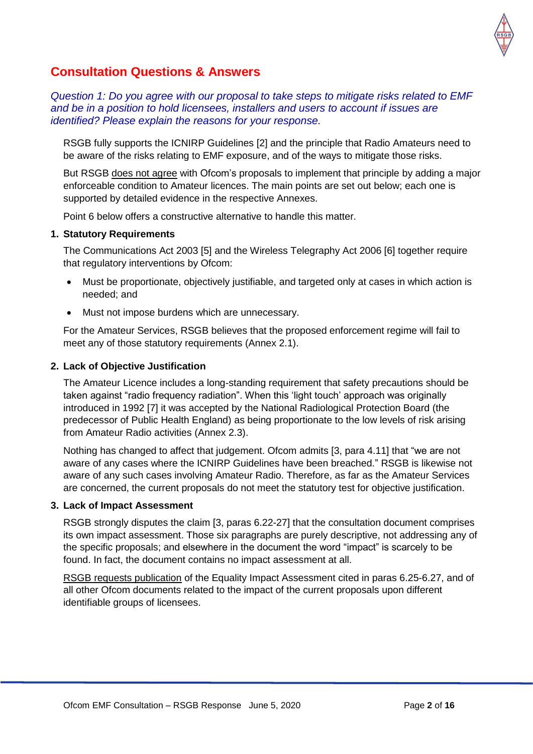# Consultation Questions & Answers

*Question 1: Do you agree with our proposal to take steps to mitigate risks related to EMF and be in a position to hold licensees, installers and users to account if issues are identified? Please explain the reasons for your response.*

RSGB fully supports the ICNIRP Guidelines [2] and the principle that Radio Amateurs need to be aware of the risks relating to EMF exposure, and of the ways to mitigate those risks.

But RSGB does not agree with Ofcom's proposals to implement that principle by adding a major enforceable condition to Amateur licences. The main points are set out below; each one is supported by detailed evidence in the respective Annexes.

Point 6 below offers a constructive alternative to handle this matter.

## 1. Statutory Requirements

The Communications Act 2003 [5] and the Wireless Telegraphy Act 2006 [6] together require that regulatory interventions by Ofcom:

- Must be proportionate, objectively justifiable, and targeted only at cases in which action is needed; and
- Must not impose burdens which are unnecessary.

For the Amateur Services, RSGB believes that the proposed enforcement regime will fail to meet any of those statutory requirements (Annex 2.1).

## 2. Lack of Objective Justification

The Amateur Licence includes a long-standing requirement that safety precautions should be taken against "radio frequency radiation". When this 'light touch' approach was originally introduced in 1992 [7] it was accepted by the National Radiological Protection Board (the predecessor of Public Health England) as being proportionate to the low levels of risk arising from Amateur Radio activities (Annex 2.3).

Nothing has changed to affect that judgement. Ofcom admits [3, para 4.11] that "we are not aware of any cases where the ICNIRP Guidelines have been breached." RSGB is likewise not aware of any such cases involving Amateur Radio. Therefore, as far as the Amateur Services are concerned, the current proposals do not meet the statutory test for objective justification.

## 3. Lack of Impact Assessment

RSGB strongly disputes the claim [3, paras 6.22-27] that the consultation document comprises its own impact assessment. Those six paragraphs are purely descriptive, not addressing any of the specific proposals; and elsewhere in the document the word "impact" is scarcely to be found. In fact, the document contains no impact assessment at all.

RSGB requests publication of the Equality Impact Assessment cited in paras 6.25-6.27, and of all other Ofcom documents related to the impact of the current proposals upon different identifiable groups of licensees.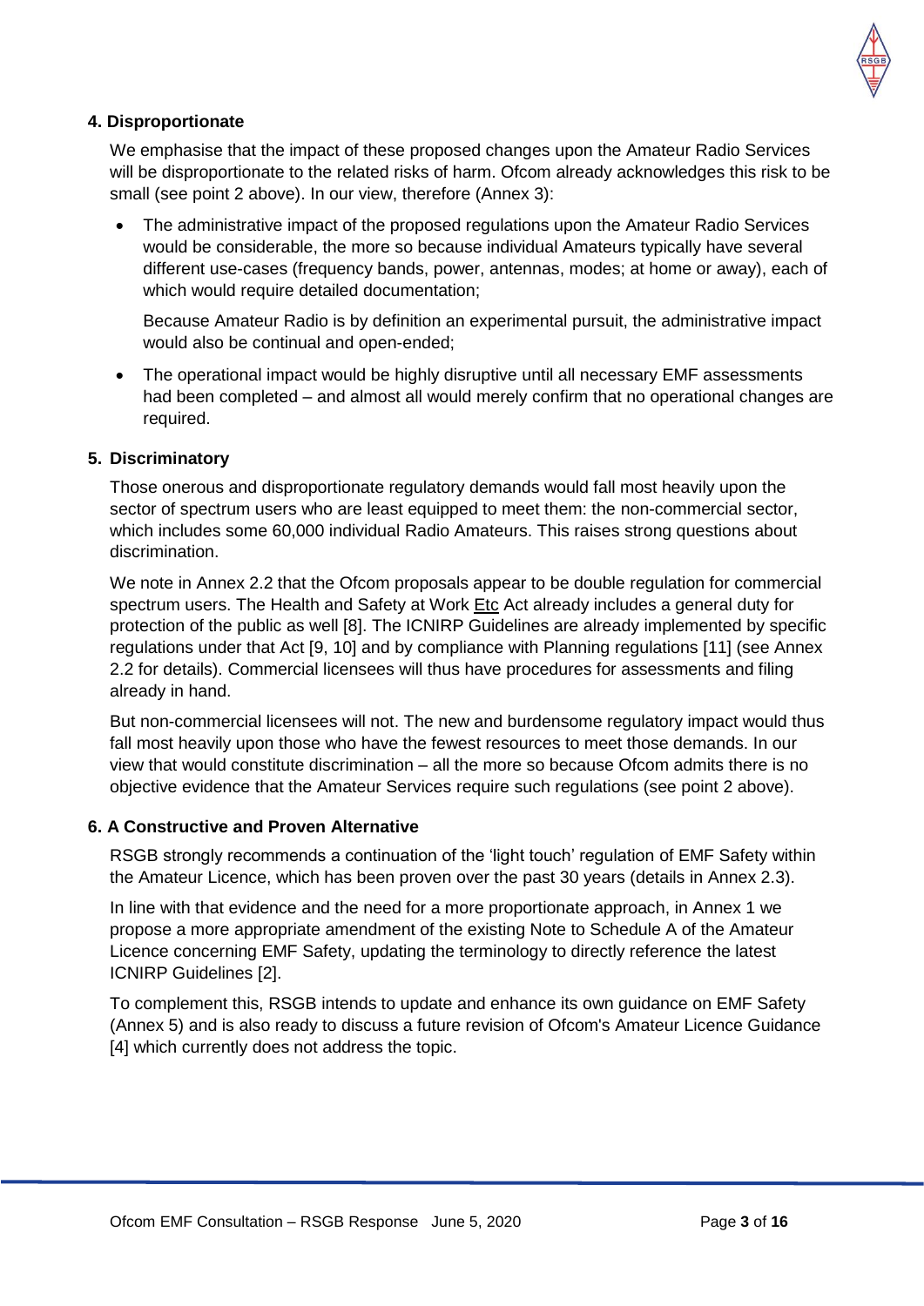### 4. Disproportionate

We emphasise that the impact of these proposed changes upon the Amateur Radio Services will be disproportionate to the related risks of harm. Ofcom already acknowledges this risk to be small (see point 2 above). In our view, therefore (Annex 3):

- The administrative impact of the proposed regulations upon the Amateur Radio Services would be considerable, the more so because individual Amateurs typically have several different use-cases (frequency bands, power, antennas, modes; at home or away), each of which would require detailed documentation;

  Because Amateur Radio is by definition an experimental pursuit, the administrative impact would also be continual and open-ended;

- The operational impact would be highly disruptive until all necessary EMF assessments had been completed – and almost all would merely confirm that no operational changes are required.

### 5. Discriminatory

Those onerous and disproportionate regulatory demands would fall most heavily upon the sector of spectrum users who are least equipped to meet them: the non-commercial sector, which includes some 60,000 individual Radio Amateurs. This raises strong questions about discrimination.

We note in Annex 2.2 that the Ofcom proposals appear to be double regulation for commercial spectrum users. The Health and Safety at Work Etc Act already includes a general duty for protection of the public as well [8]. The ICNIRP Guidelines are already implemented by specific regulations under that Act [9, 10] and by compliance with Planning regulations [11] (see Annex 2.2 for details). Commercial licensees will thus have procedures for assessments and filing already in hand.

But non-commercial licensees will not. The new and burdensome regulatory impact would thus fall most heavily upon those who have the fewest resources to meet those demands. In our view that would constitute discrimination – all the more so because Ofcom admits there is no objective evidence that the Amateur Services require such regulations (see point 2 above).

### 6. A Constructive and Proven Alternative

RSGB strongly recommends a continuation of the 'light touch' regulation of EMF Safety within the Amateur Licence, which has been proven over the past 30 years (details in Annex 2.3).

In line with that evidence and the need for a more proportionate approach, in Annex 1 we propose a more appropriate amendment of the existing Note to Schedule A of the Amateur Licence concerning EMF Safety, updating the terminology to directly reference the latest ICNIRP Guidelines [2].

To complement this, RSGB intends to update and enhance its own guidance on EMF Safety (Annex 5) and is also ready to discuss a future revision of Ofcom's Amateur Licence Guidance [4] which currently does not address the topic.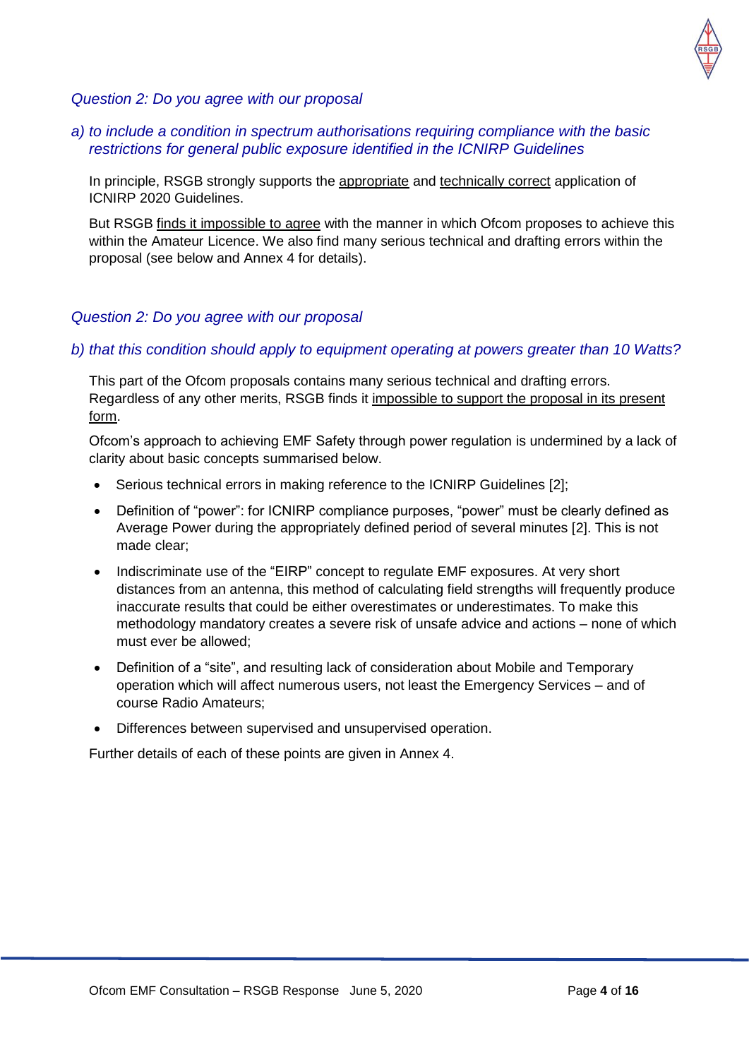*Question 2: Do you agree with our proposal*

*a) to include a condition in spectrum authorisations requiring compliance with the basic restrictions for general public exposure identified in the ICNIRP Guidelines*

In principle, RSGB strongly supports the <u>appropriate</u> and <u>technically correct</u> application of ICNIRP 2020 Guidelines.

But RSGB <u>finds it impossible to agree</u> with the manner in which Ofcom proposes to achieve this within the Amateur Licence. We also find many serious technical and drafting errors within the proposal (see below and Annex 4 for details).

*Question 2: Do you agree with our proposal*

*b) that this condition should apply to equipment operating at powers greater than 10 Watts?*

This part of the Ofcom proposals contains many serious technical and drafting errors. Regardless of any other merits, RSGB finds it <u>impossible to support the proposal in its present form</u>.

Ofcom's approach to achieving EMF Safety through power regulation is undermined by a lack of clarity about basic concepts summarised below.

- Serious technical errors in making reference to the ICNIRP Guidelines [2];
- Definition of "power": for ICNIRP compliance purposes, "power" must be clearly defined as Average Power during the appropriately defined period of several minutes [2]. This is not made clear;
- Indiscriminate use of the "EIRP" concept to regulate EMF exposures. At very short distances from an antenna, this method of calculating field strengths will frequently produce inaccurate results that could be either overestimates or underestimates. To make this methodology mandatory creates a severe risk of unsafe advice and actions – none of which must ever be allowed;
- Definition of a "site", and resulting lack of consideration about Mobile and Temporary operation which will affect numerous users, not least the Emergency Services – and of course Radio Amateurs;
- Differences between supervised and unsupervised operation.

Further details of each of these points are given in Annex 4.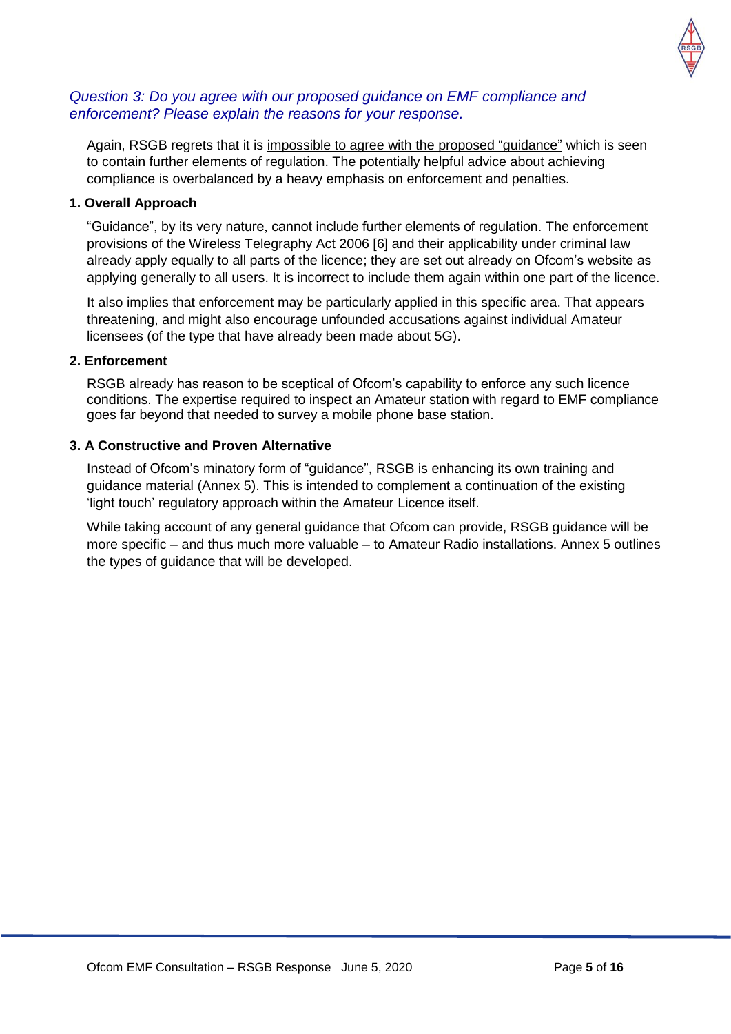*Question 3: Do you agree with our proposed guidance on EMF compliance and enforcement? Please explain the reasons for your response.*

Again, RSGB regrets that it is <u>impossible to agree with the proposed “guidance”</u> which is seen to contain further elements of regulation. The potentially helpful advice about achieving compliance is overbalanced by a heavy emphasis on enforcement and penalties.

**1. Overall Approach**

“Guidance”, by its very nature, cannot include further elements of regulation. The enforcement provisions of the Wireless Telegraphy Act 2006 [6] and their applicability under criminal law already apply equally to all parts of the licence; they are set out already on Ofcom’s website as applying generally to all users. It is incorrect to include them again within one part of the licence.

It also implies that enforcement may be particularly applied in this specific area. That appears threatening, and might also encourage unfounded accusations against individual Amateur licensees (of the type that have already been made about 5G).

**2. Enforcement**

RSGB already has reason to be sceptical of Ofcom’s capability to enforce any such licence conditions. The expertise required to inspect an Amateur station with regard to EMF compliance goes far beyond that needed to survey a mobile phone base station.

**3. A Constructive and Proven Alternative**

Instead of Ofcom’s minatory form of “guidance”, RSGB is enhancing its own training and guidance material (Annex 5). This is intended to complement a continuation of the existing ‘light touch’ regulatory approach within the Amateur Licence itself.

While taking account of any general guidance that Ofcom can provide, RSGB guidance will be more specific – and thus much more valuable – to Amateur Radio installations. Annex 5 outlines the types of guidance that will be developed.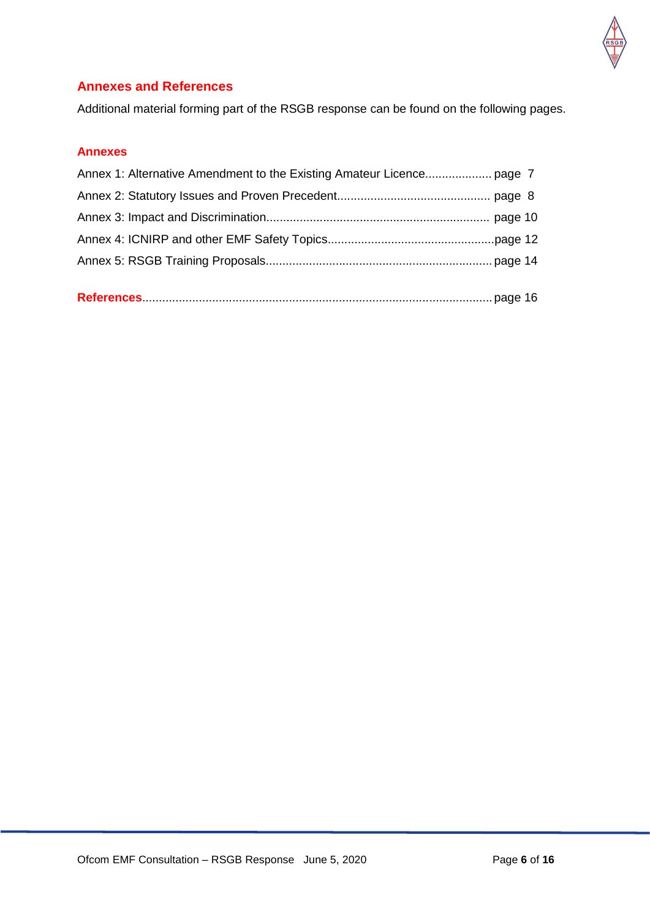## Annexes and References

Additional material forming part of the RSGB response can be found on the following pages.

### Annexes

Annex 1: Alternative Amendment to the Existing Amateur Licence.................... page 7

Annex 2: Statutory Issues and Proven Precedent............................................. page 8

Annex 3: Impact and Discrimination................................................................... page 10

Annex 4: ICNIRP and other EMF Safety Topics..................................................page 12

Annex 5: RSGB Training Proposals.................................................................... page 14

**References**......................................................................................................... page 16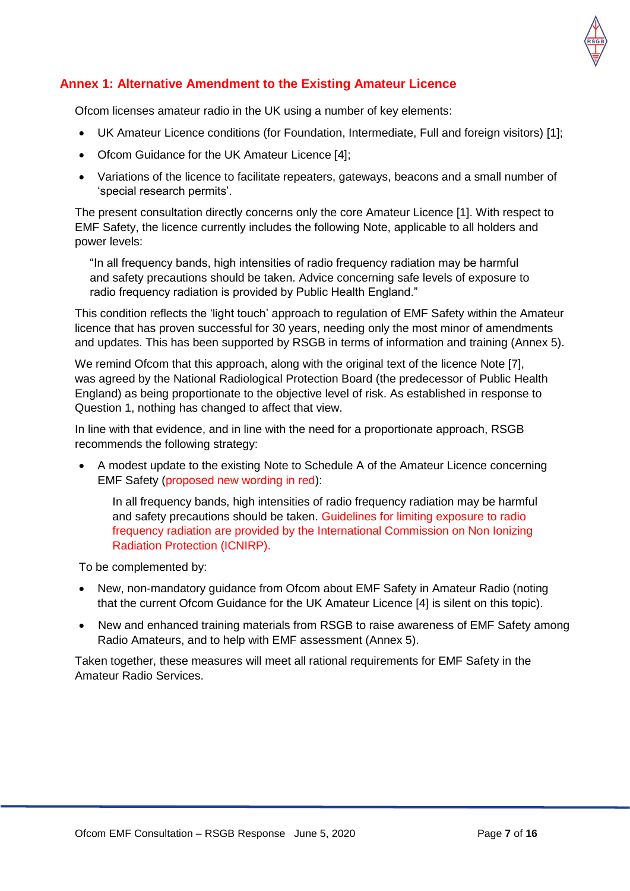## Annex 1: Alternative Amendment to the Existing Amateur Licence

Ofcom licenses amateur radio in the UK using a number of key elements:

- UK Amateur Licence conditions (for Foundation, Intermediate, Full and foreign visitors) [1];
- Ofcom Guidance for the UK Amateur Licence [4];
- Variations of the licence to facilitate repeaters, gateways, beacons and a small number of 'special research permits'.

The present consultation directly concerns only the core Amateur Licence [1]. With respect to EMF Safety, the licence currently includes the following Note, applicable to all holders and power levels:

> "In all frequency bands, high intensities of radio frequency radiation may be harmful and safety precautions should be taken. Advice concerning safe levels of exposure to radio frequency radiation is provided by Public Health England."

This condition reflects the 'light touch' approach to regulation of EMF Safety within the Amateur licence that has proven successful for 30 years, needing only the most minor of amendments and updates. This has been supported by RSGB in terms of information and training (Annex 5).

We remind Ofcom that this approach, along with the original text of the licence Note [7], was agreed by the National Radiological Protection Board (the predecessor of Public Health England) as being proportionate to the objective level of risk. As established in response to Question 1, nothing has changed to affect that view.

In line with that evidence, and in line with the need for a proportionate approach, RSGB recommends the following strategy:

- A modest update to the existing Note to Schedule A of the Amateur Licence concerning EMF Safety (proposed new wording in red):

  > In all frequency bands, high intensities of radio frequency radiation may be harmful and safety precautions should be taken. Guidelines for limiting exposure to radio frequency radiation are provided by the International Commission on Non Ionizing Radiation Protection (ICNIRP).

To be complemented by:

- New, non-mandatory guidance from Ofcom about EMF Safety in Amateur Radio (noting that the current Ofcom Guidance for the UK Amateur Licence [4] is silent on this topic).
- New and enhanced training materials from RSGB to raise awareness of EMF Safety among Radio Amateurs, and to help with EMF assessment (Annex 5).

Taken together, these measures will meet all rational requirements for EMF Safety in the Amateur Radio Services.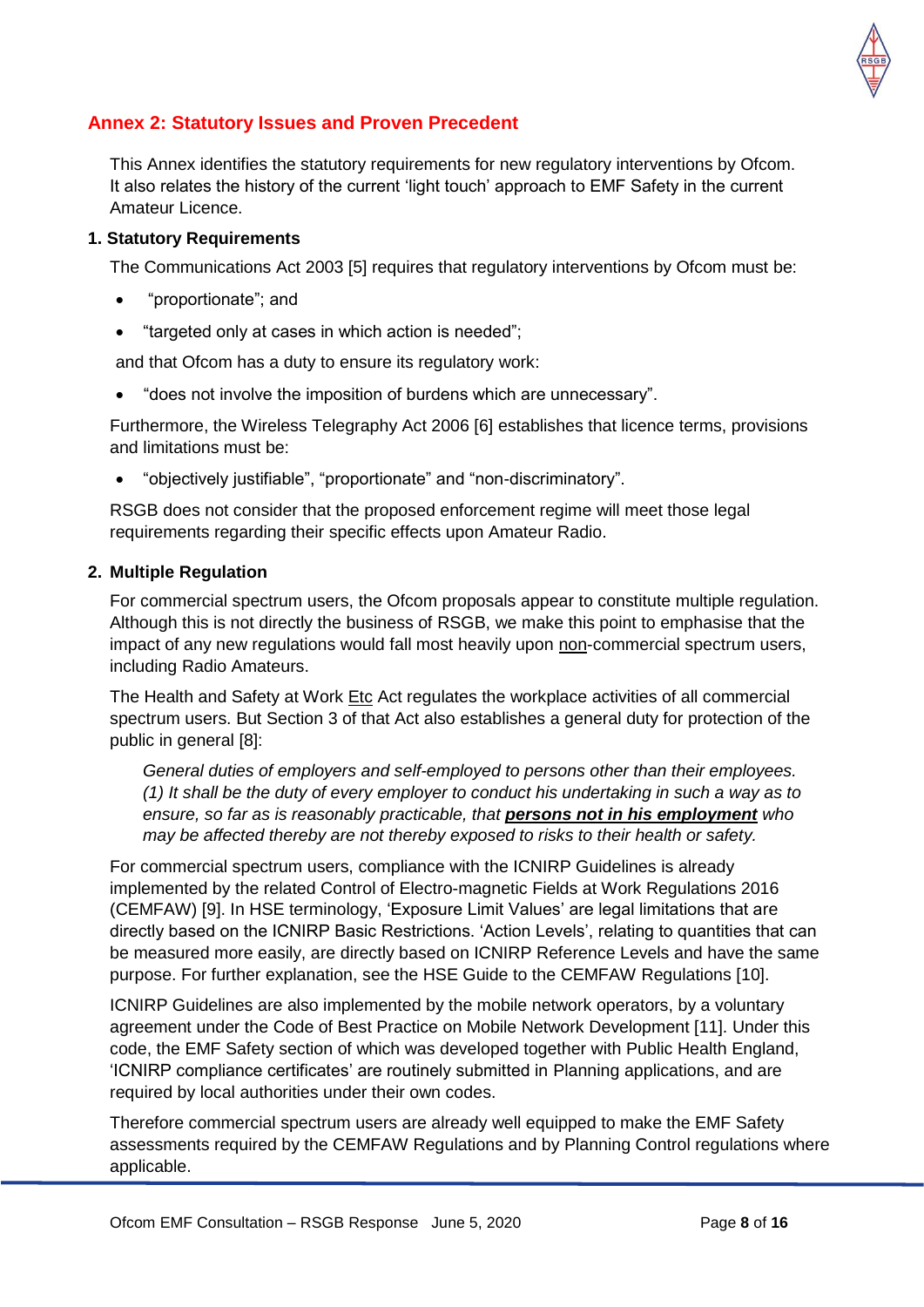## Annex 2: Statutory Issues and Proven Precedent

This Annex identifies the statutory requirements for new regulatory interventions by Ofcom. It also relates the history of the current 'light touch' approach to EMF Safety in the current Amateur Licence.

### 1. Statutory Requirements

The Communications Act 2003 [5] requires that regulatory interventions by Ofcom must be:

- "proportionate"; and
- "targeted only at cases in which action is needed";

and that Ofcom has a duty to ensure its regulatory work:

- "does not involve the imposition of burdens which are unnecessary".

Furthermore, the Wireless Telegraphy Act 2006 [6] establishes that licence terms, provisions and limitations must be:

- "objectively justifiable", "proportionate" and "non-discriminatory".

RSGB does not consider that the proposed enforcement regime will meet those legal requirements regarding their specific effects upon Amateur Radio.

### 2. Multiple Regulation

For commercial spectrum users, the Ofcom proposals appear to constitute multiple regulation. Although this is not directly the business of RSGB, we make this point to emphasise that the impact of any new regulations would fall most heavily upon non-commercial spectrum users, including Radio Amateurs.

The Health and Safety at Work Etc Act regulates the workplace activities of all commercial spectrum users. But Section 3 of that Act also establishes a general duty for protection of the public in general [8]:

> *General duties of employers and self-employed to persons other than their employees. (1) It shall be the duty of every employer to conduct his undertaking in such a way as to ensure, so far as is reasonably practicable, that* ***persons not in his employment*** *who may be affected thereby are not thereby exposed to risks to their health or safety.*

For commercial spectrum users, compliance with the ICNIRP Guidelines is already implemented by the related Control of Electro-magnetic Fields at Work Regulations 2016 (CEMFAW) [9]. In HSE terminology, 'Exposure Limit Values' are legal limitations that are directly based on the ICNIRP Basic Restrictions. 'Action Levels', relating to quantities that can be measured more easily, are directly based on ICNIRP Reference Levels and have the same purpose. For further explanation, see the HSE Guide to the CEMFAW Regulations [10].

ICNIRP Guidelines are also implemented by the mobile network operators, by a voluntary agreement under the Code of Best Practice on Mobile Network Development [11]. Under this code, the EMF Safety section of which was developed together with Public Health England, 'ICNIRP compliance certificates' are routinely submitted in Planning applications, and are required by local authorities under their own codes.

Therefore commercial spectrum users are already well equipped to make the EMF Safety assessments required by the CEMFAW Regulations and by Planning Control regulations where applicable.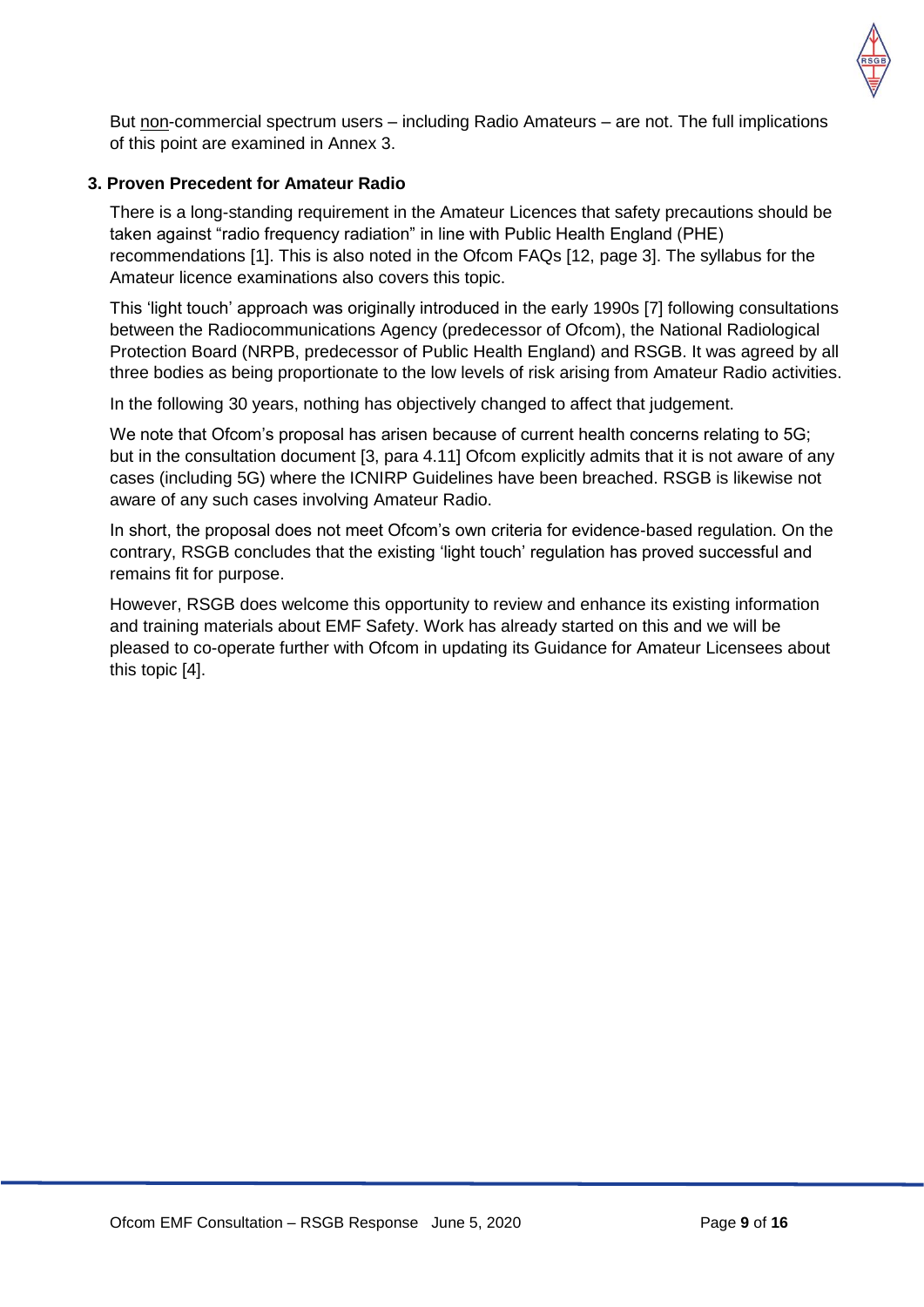But non-commercial spectrum users – including Radio Amateurs – are not. The full implications of this point are examined in Annex 3.

### 3. Proven Precedent for Amateur Radio

There is a long-standing requirement in the Amateur Licences that safety precautions should be taken against "radio frequency radiation" in line with Public Health England (PHE) recommendations [1]. This is also noted in the Ofcom FAQs [12, page 3]. The syllabus for the Amateur licence examinations also covers this topic.

This 'light touch' approach was originally introduced in the early 1990s [7] following consultations between the Radiocommunications Agency (predecessor of Ofcom), the National Radiological Protection Board (NRPB, predecessor of Public Health England) and RSGB. It was agreed by all three bodies as being proportionate to the low levels of risk arising from Amateur Radio activities.

In the following 30 years, nothing has objectively changed to affect that judgement.

We note that Ofcom's proposal has arisen because of current health concerns relating to 5G; but in the consultation document [3, para 4.11] Ofcom explicitly admits that it is not aware of any cases (including 5G) where the ICNIRP Guidelines have been breached. RSGB is likewise not aware of any such cases involving Amateur Radio.

In short, the proposal does not meet Ofcom's own criteria for evidence-based regulation. On the contrary, RSGB concludes that the existing 'light touch' regulation has proved successful and remains fit for purpose.

However, RSGB does welcome this opportunity to review and enhance its existing information and training materials about EMF Safety. Work has already started on this and we will be pleased to co-operate further with Ofcom in updating its Guidance for Amateur Licensees about this topic [4].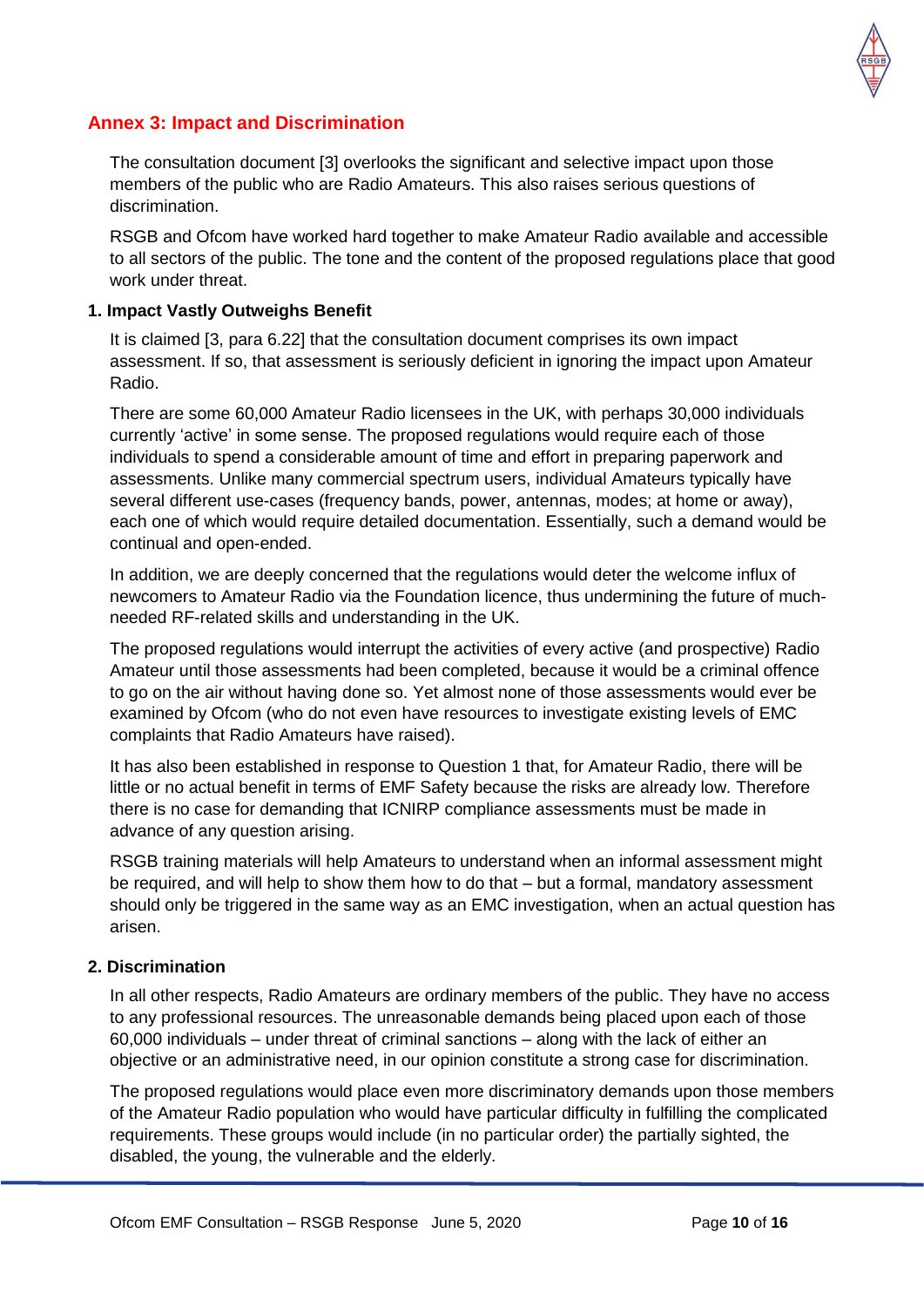## Annex 3: Impact and Discrimination

The consultation document [3] overlooks the significant and selective impact upon those members of the public who are Radio Amateurs. This also raises serious questions of discrimination.

RSGB and Ofcom have worked hard together to make Amateur Radio available and accessible to all sectors of the public. The tone and the content of the proposed regulations place that good work under threat.

### 1. Impact Vastly Outweighs Benefit

It is claimed [3, para 6.22] that the consultation document comprises its own impact assessment. If so, that assessment is seriously deficient in ignoring the impact upon Amateur Radio.

There are some 60,000 Amateur Radio licensees in the UK, with perhaps 30,000 individuals currently 'active' in some sense. The proposed regulations would require each of those individuals to spend a considerable amount of time and effort in preparing paperwork and assessments. Unlike many commercial spectrum users, individual Amateurs typically have several different use-cases (frequency bands, power, antennas, modes; at home or away), each one of which would require detailed documentation. Essentially, such a demand would be continual and open-ended.

In addition, we are deeply concerned that the regulations would deter the welcome influx of newcomers to Amateur Radio via the Foundation licence, thus undermining the future of much-needed RF-related skills and understanding in the UK.

The proposed regulations would interrupt the activities of every active (and prospective) Radio Amateur until those assessments had been completed, because it would be a criminal offence to go on the air without having done so. Yet almost none of those assessments would ever be examined by Ofcom (who do not even have resources to investigate existing levels of EMC complaints that Radio Amateurs have raised).

It has also been established in response to Question 1 that, for Amateur Radio, there will be little or no actual benefit in terms of EMF Safety because the risks are already low. Therefore there is no case for demanding that ICNIRP compliance assessments must be made in advance of any question arising.

RSGB training materials will help Amateurs to understand when an informal assessment might be required, and will help to show them how to do that – but a formal, mandatory assessment should only be triggered in the same way as an EMC investigation, when an actual question has arisen.

### 2. Discrimination

In all other respects, Radio Amateurs are ordinary members of the public. They have no access to any professional resources. The unreasonable demands being placed upon each of those 60,000 individuals – under threat of criminal sanctions – along with the lack of either an objective or an administrative need, in our opinion constitute a strong case for discrimination.

The proposed regulations would place even more discriminatory demands upon those members of the Amateur Radio population who would have particular difficulty in fulfilling the complicated requirements. These groups would include (in no particular order) the partially sighted, the disabled, the young, the vulnerable and the elderly.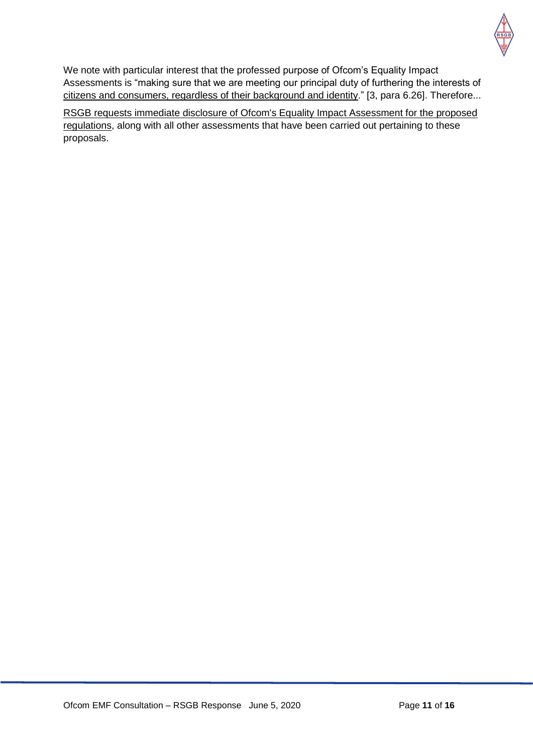We note with particular interest that the professed purpose of Ofcom's Equality Impact Assessments is "making sure that we are meeting our principal duty of furthering the interests of citizens and consumers, regardless of their background and identity." [3, para 6.26]. Therefore...

RSGB requests immediate disclosure of Ofcom's Equality Impact Assessment for the proposed regulations, along with all other assessments that have been carried out pertaining to these proposals.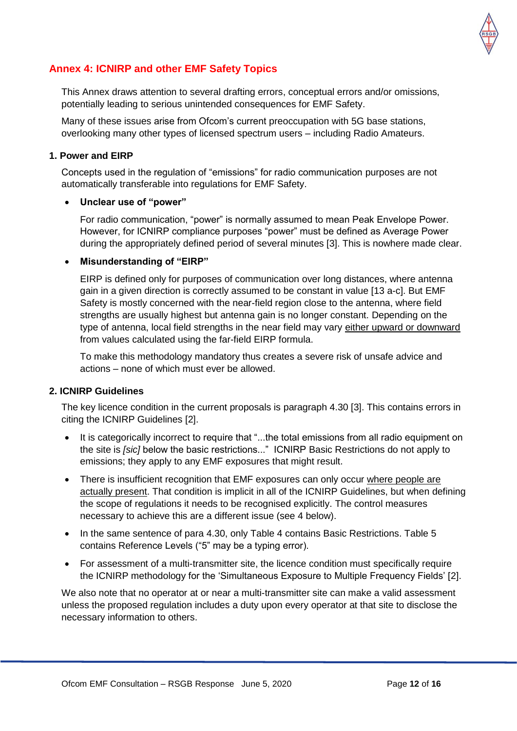## Annex 4: ICNIRP and other EMF Safety Topics

This Annex draws attention to several drafting errors, conceptual errors and/or omissions, potentially leading to serious unintended consequences for EMF Safety.

Many of these issues arise from Ofcom's current preoccupation with 5G base stations, overlooking many other types of licensed spectrum users – including Radio Amateurs.

### 1. Power and EIRP

Concepts used in the regulation of "emissions" for radio communication purposes are not automatically transferable into regulations for EMF Safety.

- **Unclear use of "power"**

  For radio communication, "power" is normally assumed to mean Peak Envelope Power. However, for ICNIRP compliance purposes "power" must be defined as Average Power during the appropriately defined period of several minutes [3]. This is nowhere made clear.

- **Misunderstanding of "EIRP"**

  EIRP is defined only for purposes of communication over long distances, where antenna gain in a given direction is correctly assumed to be constant in value [13 a-c]. But EMF Safety is mostly concerned with the near-field region close to the antenna, where field strengths are usually highest but antenna gain is no longer constant. Depending on the type of antenna, local field strengths in the near field may vary <u>either upward or downward</u> from values calculated using the far-field EIRP formula.

  To make this methodology mandatory thus creates a severe risk of unsafe advice and actions – none of which must ever be allowed.

### 2. ICNIRP Guidelines

The key licence condition in the current proposals is paragraph 4.30 [3]. This contains errors in citing the ICNIRP Guidelines [2].

- It is categorically incorrect to require that "...the total emissions from all radio equipment on the site is *[sic]* below the basic restrictions..." ICNIRP Basic Restrictions do not apply to emissions; they apply to any EMF exposures that might result.
- There is insufficient recognition that EMF exposures can only occur <u>where people are actually present</u>. That condition is implicit in all of the ICNIRP Guidelines, but when defining the scope of regulations it needs to be recognised explicitly. The control measures necessary to achieve this are a different issue (see 4 below).
- In the same sentence of para 4.30, only Table 4 contains Basic Restrictions. Table 5 contains Reference Levels ("5" may be a typing error).
- For assessment of a multi-transmitter site, the licence condition must specifically require the ICNIRP methodology for the 'Simultaneous Exposure to Multiple Frequency Fields' [2].

We also note that no operator at or near a multi-transmitter site can make a valid assessment unless the proposed regulation includes a duty upon every operator at that site to disclose the necessary information to others.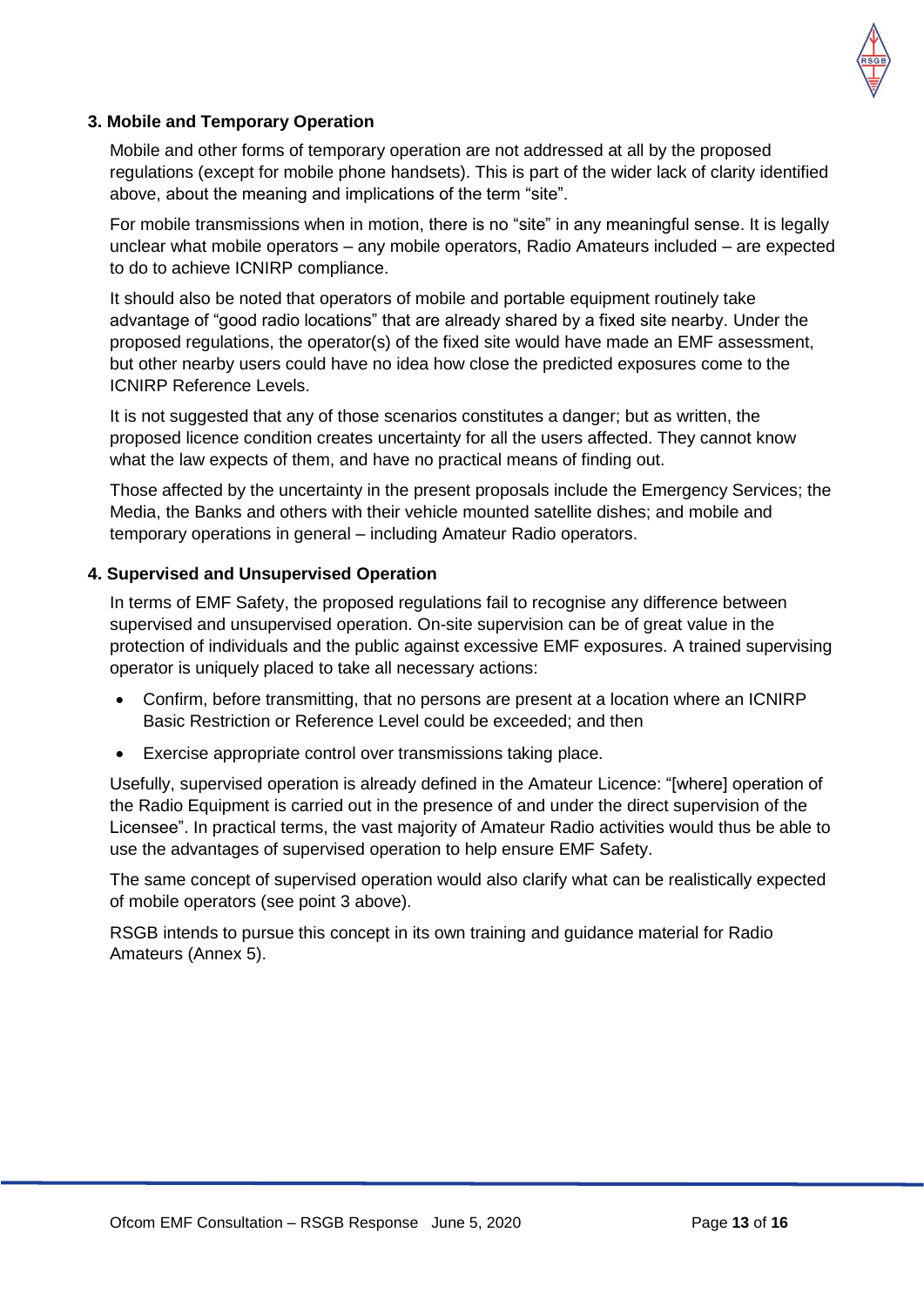### 3. Mobile and Temporary Operation

Mobile and other forms of temporary operation are not addressed at all by the proposed regulations (except for mobile phone handsets). This is part of the wider lack of clarity identified above, about the meaning and implications of the term "site".

For mobile transmissions when in motion, there is no "site" in any meaningful sense. It is legally unclear what mobile operators – any mobile operators, Radio Amateurs included – are expected to do to achieve ICNIRP compliance.

It should also be noted that operators of mobile and portable equipment routinely take advantage of "good radio locations" that are already shared by a fixed site nearby. Under the proposed regulations, the operator(s) of the fixed site would have made an EMF assessment, but other nearby users could have no idea how close the predicted exposures come to the ICNIRP Reference Levels.

It is not suggested that any of those scenarios constitutes a danger; but as written, the proposed licence condition creates uncertainty for all the users affected. They cannot know what the law expects of them, and have no practical means of finding out.

Those affected by the uncertainty in the present proposals include the Emergency Services; the Media, the Banks and others with their vehicle mounted satellite dishes; and mobile and temporary operations in general – including Amateur Radio operators.

### 4. Supervised and Unsupervised Operation

In terms of EMF Safety, the proposed regulations fail to recognise any difference between supervised and unsupervised operation. On-site supervision can be of great value in the protection of individuals and the public against excessive EMF exposures. A trained supervising operator is uniquely placed to take all necessary actions:

- Confirm, before transmitting, that no persons are present at a location where an ICNIRP Basic Restriction or Reference Level could be exceeded; and then
- Exercise appropriate control over transmissions taking place.

Usefully, supervised operation is already defined in the Amateur Licence: "[where] operation of the Radio Equipment is carried out in the presence of and under the direct supervision of the Licensee". In practical terms, the vast majority of Amateur Radio activities would thus be able to use the advantages of supervised operation to help ensure EMF Safety.

The same concept of supervised operation would also clarify what can be realistically expected of mobile operators (see point 3 above).

RSGB intends to pursue this concept in its own training and guidance material for Radio Amateurs (Annex 5).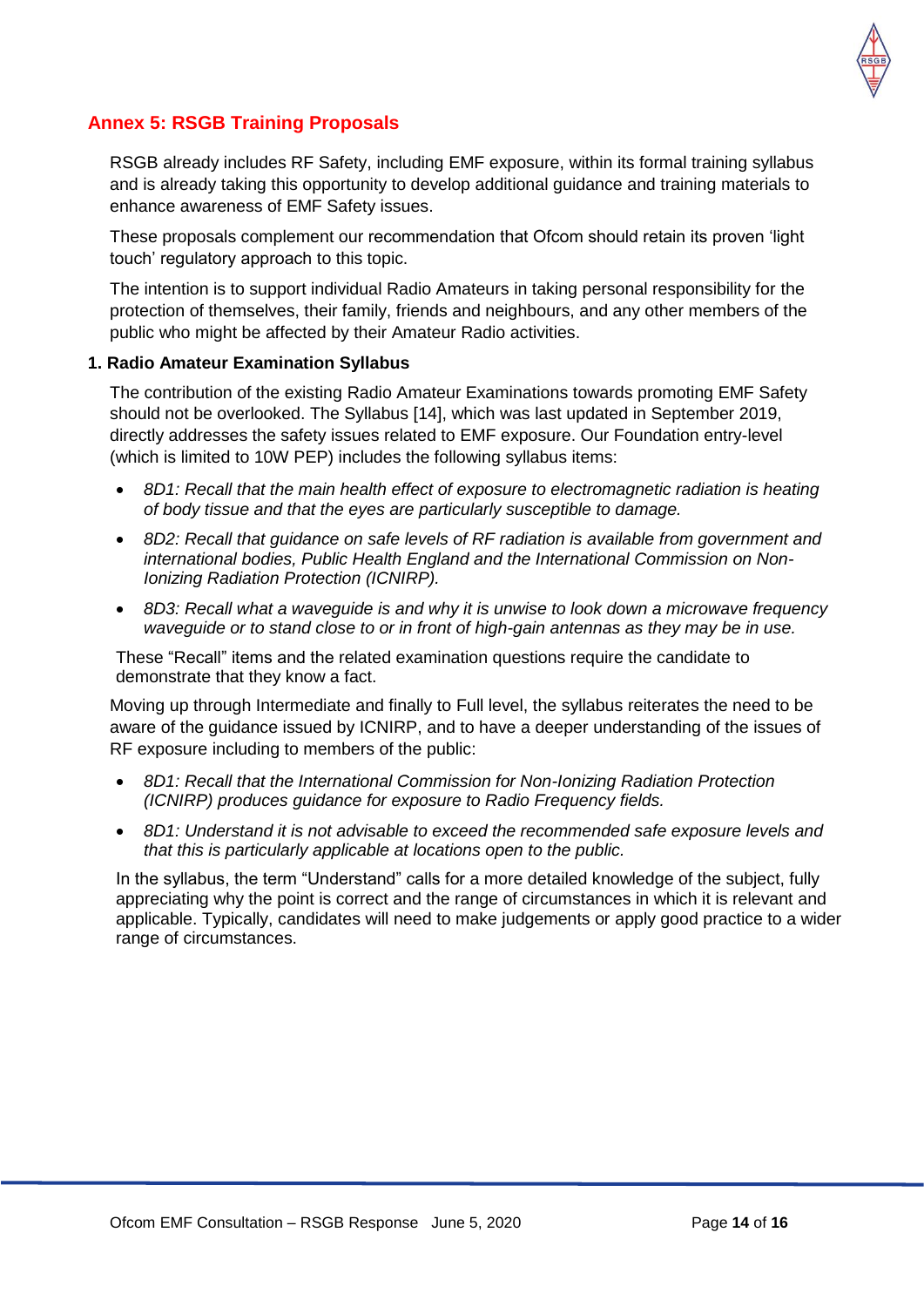## Annex 5: RSGB Training Proposals

RSGB already includes RF Safety, including EMF exposure, within its formal training syllabus and is already taking this opportunity to develop additional guidance and training materials to enhance awareness of EMF Safety issues.

These proposals complement our recommendation that Ofcom should retain its proven 'light touch' regulatory approach to this topic.

The intention is to support individual Radio Amateurs in taking personal responsibility for the protection of themselves, their family, friends and neighbours, and any other members of the public who might be affected by their Amateur Radio activities.

### 1. Radio Amateur Examination Syllabus

The contribution of the existing Radio Amateur Examinations towards promoting EMF Safety should not be overlooked. The Syllabus [14], which was last updated in September 2019, directly addresses the safety issues related to EMF exposure. Our Foundation entry-level (which is limited to 10W PEP) includes the following syllabus items:

- *8D1: Recall that the main health effect of exposure to electromagnetic radiation is heating of body tissue and that the eyes are particularly susceptible to damage.*
- *8D2: Recall that guidance on safe levels of RF radiation is available from government and international bodies, Public Health England and the International Commission on Non-Ionizing Radiation Protection (ICNIRP).*
- *8D3: Recall what a waveguide is and why it is unwise to look down a microwave frequency waveguide or to stand close to or in front of high-gain antennas as they may be in use.*

These "Recall" items and the related examination questions require the candidate to demonstrate that they know a fact.

Moving up through Intermediate and finally to Full level, the syllabus reiterates the need to be aware of the guidance issued by ICNIRP, and to have a deeper understanding of the issues of RF exposure including to members of the public:

- *8D1: Recall that the International Commission for Non-Ionizing Radiation Protection (ICNIRP) produces guidance for exposure to Radio Frequency fields.*
- *8D1: Understand it is not advisable to exceed the recommended safe exposure levels and that this is particularly applicable at locations open to the public.*

In the syllabus, the term "Understand" calls for a more detailed knowledge of the subject, fully appreciating why the point is correct and the range of circumstances in which it is relevant and applicable. Typically, candidates will need to make judgements or apply good practice to a wider range of circumstances.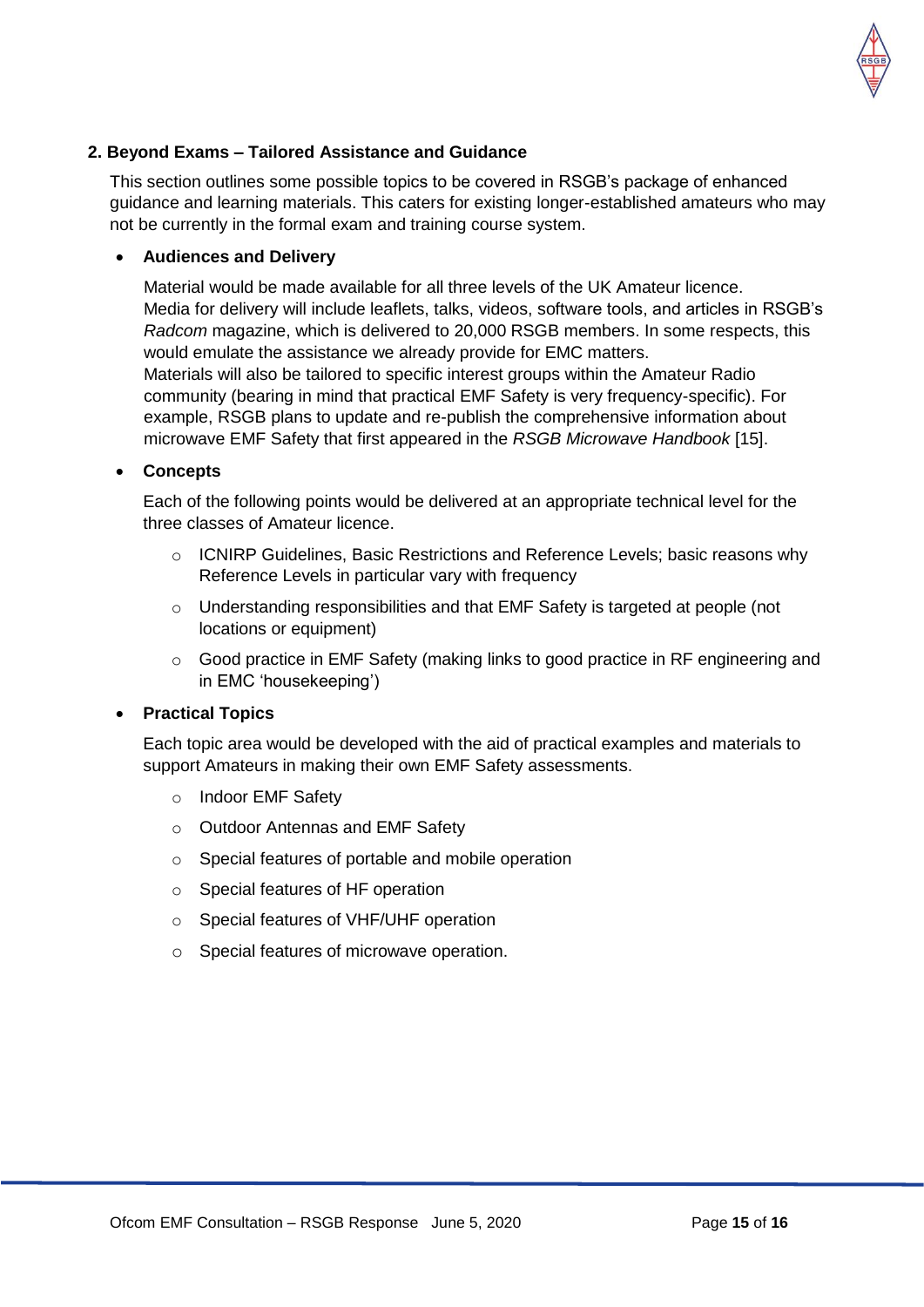### 2. Beyond Exams – Tailored Assistance and Guidance

This section outlines some possible topics to be covered in RSGB's package of enhanced guidance and learning materials. This caters for existing longer-established amateurs who may not be currently in the formal exam and training course system.

- **Audiences and Delivery**

  Material would be made available for all three levels of the UK Amateur licence. Media for delivery will include leaflets, talks, videos, software tools, and articles in RSGB's *Radcom* magazine, which is delivered to 20,000 RSGB members. In some respects, this would emulate the assistance we already provide for EMC matters.
  Materials will also be tailored to specific interest groups within the Amateur Radio community (bearing in mind that practical EMF Safety is very frequency-specific). For example, RSGB plans to update and re-publish the comprehensive information about microwave EMF Safety that first appeared in the *RSGB Microwave Handbook* [15].

- **Concepts**

  Each of the following points would be delivered at an appropriate technical level for the three classes of Amateur licence.

  - ICNIRP Guidelines, Basic Restrictions and Reference Levels; basic reasons why Reference Levels in particular vary with frequency
  - Understanding responsibilities and that EMF Safety is targeted at people (not locations or equipment)
  - Good practice in EMF Safety (making links to good practice in RF engineering and in EMC 'housekeeping')

- **Practical Topics**

  Each topic area would be developed with the aid of practical examples and materials to support Amateurs in making their own EMF Safety assessments.

  - Indoor EMF Safety
  - Outdoor Antennas and EMF Safety
  - Special features of portable and mobile operation
  - Special features of HF operation
  - Special features of VHF/UHF operation
  - Special features of microwave operation.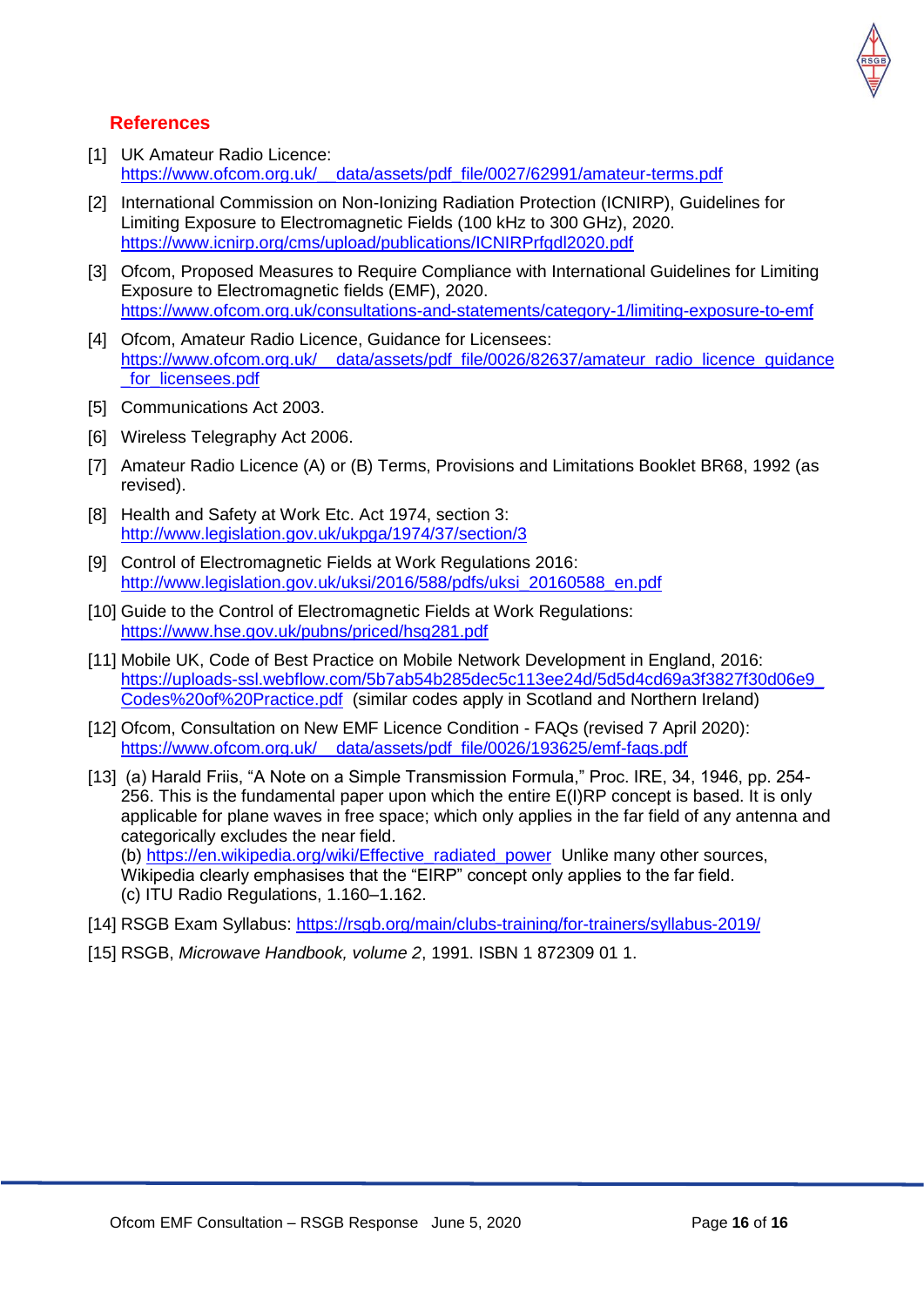## References

[1] UK Amateur Radio Licence: https://www.ofcom.org.uk/__data/assets/pdf_file/0027/62991/amateur-terms.pdf

[2] International Commission on Non-Ionizing Radiation Protection (ICNIRP), Guidelines for Limiting Exposure to Electromagnetic Fields (100 kHz to 300 GHz), 2020. https://www.icnirp.org/cms/upload/publications/ICNIRPrfgdl2020.pdf

[3] Ofcom, Proposed Measures to Require Compliance with International Guidelines for Limiting Exposure to Electromagnetic fields (EMF), 2020. https://www.ofcom.org.uk/consultations-and-statements/category-1/limiting-exposure-to-emf

[4] Ofcom, Amateur Radio Licence, Guidance for Licensees: https://www.ofcom.org.uk/__data/assets/pdf_file/0026/82637/amateur_radio_licence_guidance_for_licensees.pdf

[5] Communications Act 2003.

[6] Wireless Telegraphy Act 2006.

[7] Amateur Radio Licence (A) or (B) Terms, Provisions and Limitations Booklet BR68, 1992 (as revised).

[8] Health and Safety at Work Etc. Act 1974, section 3: http://www.legislation.gov.uk/ukpga/1974/37/section/3

[9] Control of Electromagnetic Fields at Work Regulations 2016: http://www.legislation.gov.uk/uksi/2016/588/pdfs/uksi_20160588_en.pdf

[10] Guide to the Control of Electromagnetic Fields at Work Regulations: https://www.hse.gov.uk/pubns/priced/hsg281.pdf

[11] Mobile UK, Code of Best Practice on Mobile Network Development in England, 2016: https://uploads-ssl.webflow.com/5b7ab54b285dec5c113ee24d/5d5d4cd69a3f3827f30d06e9_Codes%20of%20Practice.pdf (similar codes apply in Scotland and Northern Ireland)

[12] Ofcom, Consultation on New EMF Licence Condition - FAQs (revised 7 April 2020): https://www.ofcom.org.uk/__data/assets/pdf_file/0026/193625/emf-faqs.pdf

[13] (a) Harald Friis, "A Note on a Simple Transmission Formula," Proc. IRE, 34, 1946, pp. 254-256. This is the fundamental paper upon which the entire E(I)RP concept is based. It is only applicable for plane waves in free space; which only applies in the far field of any antenna and categorically excludes the near field.
(b) https://en.wikipedia.org/wiki/Effective_radiated_power Unlike many other sources, Wikipedia clearly emphasises that the "EIRP" concept only applies to the far field.
(c) ITU Radio Regulations, 1.160–1.162.

[14] RSGB Exam Syllabus: https://rsgb.org/main/clubs-training/for-trainers/syllabus-2019/

[15] RSGB, *Microwave Handbook, volume 2*, 1991. ISBN 1 872309 01 1.